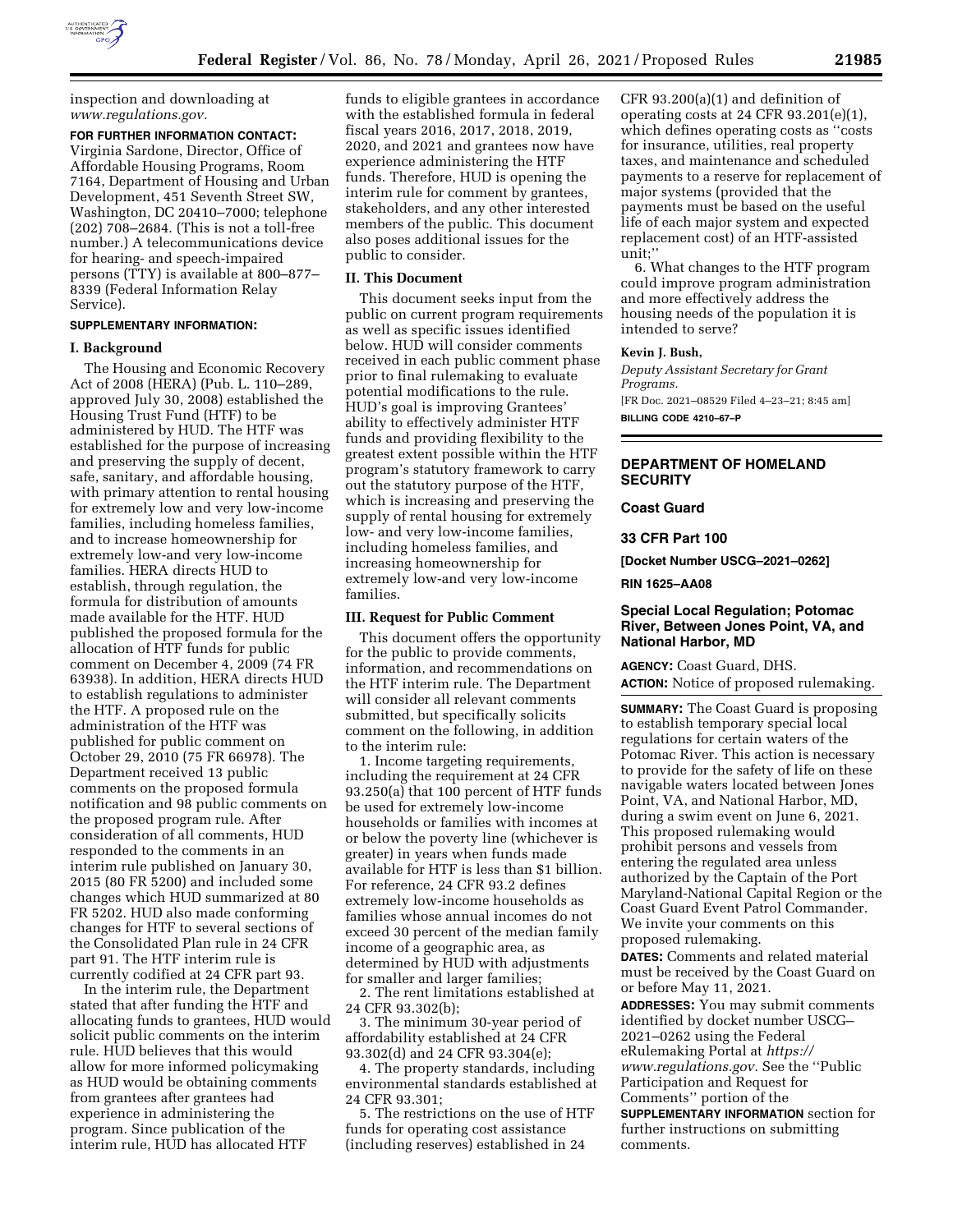inspection and downloading at *www.regulations.gov.*

**FOR FURTHER INFORMATION CONTACT:** Virginia Sardone, Director, Office of Affordable Housing Programs, Room 7164, Department of Housing and Urban Development, 451 Seventh Street SW, Washington, DC 20410–7000; telephone (202) 708–2684. (This is not a toll-free number.) A telecommunications device for hearing- and speech-impaired persons (TTY) is available at 800–877–8339 (Federal Information Relay Service).

**SUPPLEMENTARY INFORMATION:**

## I. Background

The Housing and Economic Recovery Act of 2008 (HERA) (Pub. L. 110–289, approved July 30, 2008) established the Housing Trust Fund (HTF) to be administered by HUD. The HTF was established for the purpose of increasing and preserving the supply of decent, safe, sanitary, and affordable housing, with primary attention to rental housing for extremely low and very low-income families, including homeless families, and to increase homeownership for extremely low-and very low-income families. HERA directs HUD to establish, through regulation, the formula for distribution of amounts made available for the HTF. HUD published the proposed formula for the allocation of HTF funds for public comment on December 4, 2009 (74 FR 63938). In addition, HERA directs HUD to establish regulations to administer the HTF. A proposed rule on the administration of the HTF was published for public comment on October 29, 2010 (75 FR 66978). The Department received 13 public comments on the proposed formula notification and 98 public comments on the proposed program rule. After consideration of all comments, HUD responded to the comments in an interim rule published on January 30, 2015 (80 FR 5200) and included some changes which HUD summarized at 80 FR 5202. HUD also made conforming changes for HTF to several sections of the Consolidated Plan rule in 24 CFR part 91. The HTF interim rule is currently codified at 24 CFR part 93.

In the interim rule, the Department stated that after funding the HTF and allocating funds to grantees, HUD would solicit public comments on the interim rule. HUD believes that this would allow for more informed policymaking as HUD would be obtaining comments from grantees after grantees had experience in administering the program. Since publication of the interim rule, HUD has allocated HTF funds to eligible grantees in accordance with the established formula in federal fiscal years 2016, 2017, 2018, 2019, 2020, and 2021 and grantees now have experience administering the HTF funds. Therefore, HUD is opening the interim rule for comment by grantees, stakeholders, and any other interested members of the public. This document also poses additional issues for the public to consider.

## II. This Document

This document seeks input from the public on current program requirements as well as specific issues identified below. HUD will consider comments received in each public comment phase prior to final rulemaking to evaluate potential modifications to the rule. HUD's goal is improving Grantees' ability to effectively administer HTF funds and providing flexibility to the greatest extent possible within the HTF program's statutory framework to carry out the statutory purpose of the HTF, which is increasing and preserving the supply of rental housing for extremely low- and very low-income families, including homeless families, and increasing homeownership for extremely low-and very low-income families.

## III. Request for Public Comment

This document offers the opportunity for the public to provide comments, information, and recommendations on the HTF interim rule. The Department will consider all relevant comments submitted, but specifically solicits comment on the following, in addition to the interim rule:

1. Income targeting requirements, including the requirement at 24 CFR 93.250(a) that 100 percent of HTF funds be used for extremely low-income households or families with incomes at or below the poverty line (whichever is greater) in years when funds made available for HTF is less than $1 billion. For reference, 24 CFR 93.2 defines extremely low-income households as families whose annual incomes do not exceed 30 percent of the median family income of a geographic area, as determined by HUD with adjustments for smaller and larger families;

2. The rent limitations established at 24 CFR 93.302(b);

3. The minimum 30-year period of affordability established at 24 CFR 93.302(d) and 24 CFR 93.304(e);

4. The property standards, including environmental standards established at 24 CFR 93.301;

5. The restrictions on the use of HTF funds for operating cost assistance (including reserves) established in 24 CFR 93.200(a)(1) and definition of operating costs at 24 CFR 93.201(e)(1), which defines operating costs as ''costs for insurance, utilities, real property taxes, and maintenance and scheduled payments to a reserve for replacement of major systems (provided that the payments must be based on the useful life of each major system and expected replacement cost) of an HTF-assisted unit;''

6. What changes to the HTF program could improve program administration and more effectively address the housing needs of the population it is intended to serve?

**Kevin J. Bush,**

*Deputy Assistant Secretary for Grant Programs.*

[FR Doc. 2021–08529 Filed 4–23–21; 8:45 am]

**BILLING CODE 4210–67–P**

---

# DEPARTMENT OF HOMELAND SECURITY

## Coast Guard

## 33 CFR Part 100

**[Docket Number USCG–2021–0262]**

**RIN 1625–AA08**

## Special Local Regulation; Potomac River, Between Jones Point, VA, and National Harbor, MD

**AGENCY:** Coast Guard, DHS.

**ACTION:** Notice of proposed rulemaking.

**SUMMARY:** The Coast Guard is proposing to establish temporary special local regulations for certain waters of the Potomac River. This action is necessary to provide for the safety of life on these navigable waters located between Jones Point, VA, and National Harbor, MD, during a swim event on June 6, 2021. This proposed rulemaking would prohibit persons and vessels from entering the regulated area unless authorized by the Captain of the Port Maryland-National Capital Region or the Coast Guard Event Patrol Commander. We invite your comments on this proposed rulemaking.

**DATES:** Comments and related material must be received by the Coast Guard on or before May 11, 2021.

**ADDRESSES:** You may submit comments identified by docket number USCG–2021–0262 using the Federal eRulemaking Portal at *https://www.regulations.gov.* See the ''Public Participation and Request for Comments'' portion of the **SUPPLEMENTARY INFORMATION** section for further instructions on submitting comments.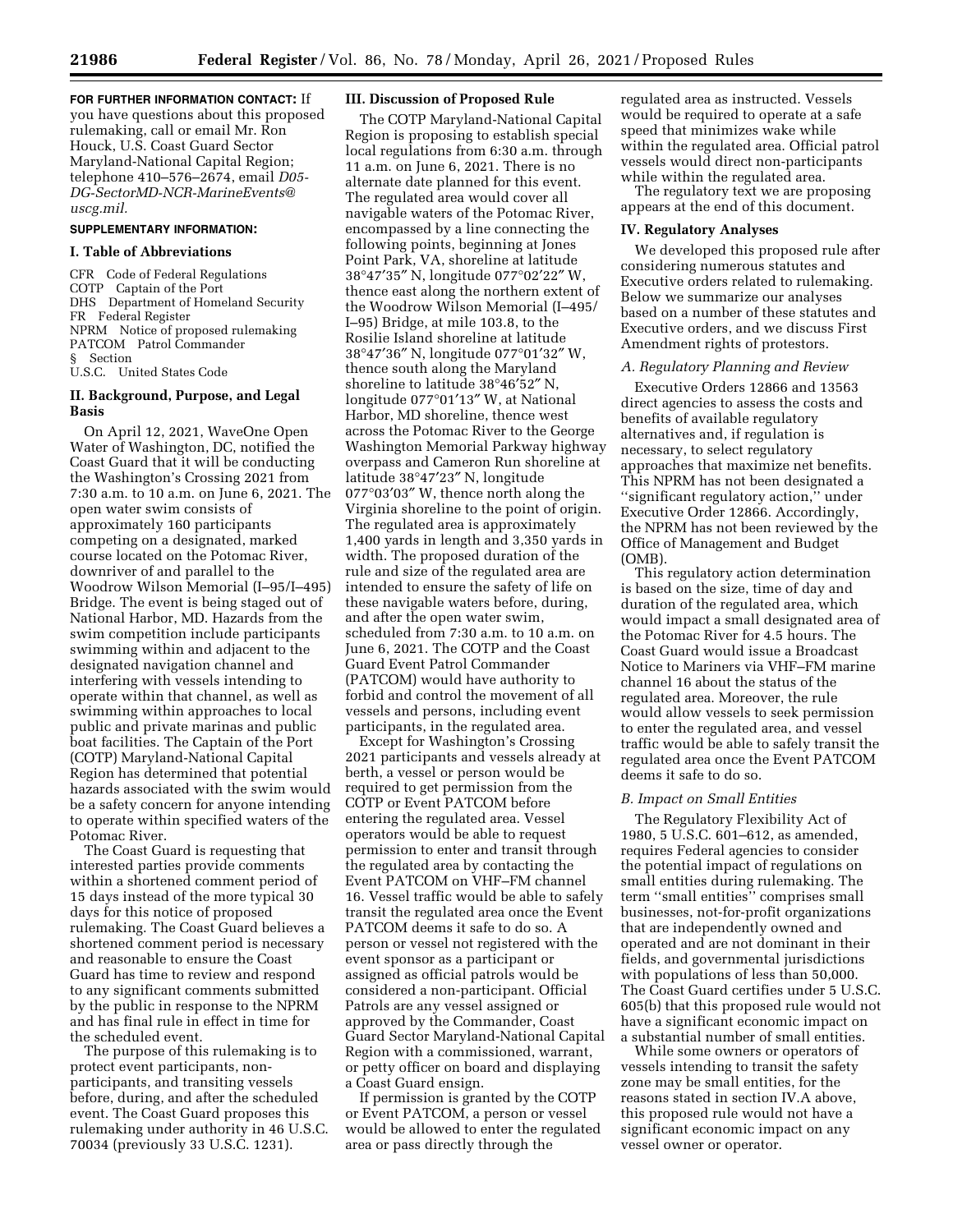**FOR FURTHER INFORMATION CONTACT:** If you have questions about this proposed rulemaking, call or email Mr. Ron Houck, U.S. Coast Guard Sector Maryland-National Capital Region; telephone 410–576–2674, email *D05-DG-SectorMD-NCR-MarineEvents@uscg.mil.*

**SUPPLEMENTARY INFORMATION:**

## I. Table of Abbreviations

CFR Code of Federal Regulations
COTP Captain of the Port
DHS Department of Homeland Security
FR Federal Register
NPRM Notice of proposed rulemaking
PATCOM Patrol Commander
§ Section
U.S.C. United States Code

## II. Background, Purpose, and Legal Basis

On April 12, 2021, WaveOne Open Water of Washington, DC, notified the Coast Guard that it will be conducting the Washington's Crossing 2021 from 7:30 a.m. to 10 a.m. on June 6, 2021. The open water swim consists of approximately 160 participants competing on a designated, marked course located on the Potomac River, downriver of and parallel to the Woodrow Wilson Memorial (I–95/I–495) Bridge. The event is being staged out of National Harbor, MD. Hazards from the swim competition include participants swimming within and adjacent to the designated navigation channel and interfering with vessels intending to operate within that channel, as well as swimming within approaches to local public and private marinas and public boat facilities. The Captain of the Port (COTP) Maryland-National Capital Region has determined that potential hazards associated with the swim would be a safety concern for anyone intending to operate within specified waters of the Potomac River.

The Coast Guard is requesting that interested parties provide comments within a shortened comment period of 15 days instead of the more typical 30 days for this notice of proposed rulemaking. The Coast Guard believes a shortened comment period is necessary and reasonable to ensure the Coast Guard has time to review and respond to any significant comments submitted by the public in response to the NPRM and has final rule in effect in time for the scheduled event.

The purpose of this rulemaking is to protect event participants, non-participants, and transiting vessels before, during, and after the scheduled event. The Coast Guard proposes this rulemaking under authority in 46 U.S.C. 70034 (previously 33 U.S.C. 1231).

## III. Discussion of Proposed Rule

The COTP Maryland-National Capital Region is proposing to establish special local regulations from 6:30 a.m. through 11 a.m. on June 6, 2021. There is no alternate date planned for this event. The regulated area would cover all navigable waters of the Potomac River, encompassed by a line connecting the following points, beginning at Jones Point Park, VA, shoreline at latitude 38°47′35″ N, longitude 077°02′22″ W, thence east along the northern extent of the Woodrow Wilson Memorial (I–495/I–95) Bridge, at mile 103.8, to the Rosilie Island shoreline at latitude 38°47′36″ N, longitude 077°01′32″ W, thence south along the Maryland shoreline to latitude 38°46′52″ N, longitude 077°01′13″ W, at National Harbor, MD shoreline, thence west across the Potomac River to the George Washington Memorial Parkway highway overpass and Cameron Run shoreline at latitude 38°47′23″ N, longitude 077°03′03″ W, thence north along the Virginia shoreline to the point of origin. The regulated area is approximately 1,400 yards in length and 3,350 yards in width. The proposed duration of the rule and size of the regulated area are intended to ensure the safety of life on these navigable waters before, during, and after the open water swim, scheduled from 7:30 a.m. to 10 a.m. on June 6, 2021. The COTP and the Coast Guard Event Patrol Commander (PATCOM) would have authority to forbid and control the movement of all vessels and persons, including event participants, in the regulated area.

Except for Washington's Crossing 2021 participants and vessels already at berth, a vessel or person would be required to get permission from the COTP or Event PATCOM before entering the regulated area. Vessel operators would be able to request permission to enter and transit through the regulated area by contacting the Event PATCOM on VHF–FM channel 16. Vessel traffic would be able to safely transit the regulated area once the Event PATCOM deems it safe to do so. A person or vessel not registered with the event sponsor as a participant or assigned as official patrols would be considered a non-participant. Official Patrols are any vessel assigned or approved by the Commander, Coast Guard Sector Maryland-National Capital Region with a commissioned, warrant, or petty officer on board and displaying a Coast Guard ensign.

If permission is granted by the COTP or Event PATCOM, a person or vessel would be allowed to enter the regulated area or pass directly through the regulated area as instructed. Vessels would be required to operate at a safe speed that minimizes wake while within the regulated area. Official patrol vessels would direct non-participants while within the regulated area.

The regulatory text we are proposing appears at the end of this document.

## IV. Regulatory Analyses

We developed this proposed rule after considering numerous statutes and Executive orders related to rulemaking. Below we summarize our analyses based on a number of these statutes and Executive orders, and we discuss First Amendment rights of protestors.

### *A. Regulatory Planning and Review*

Executive Orders 12866 and 13563 direct agencies to assess the costs and benefits of available regulatory alternatives and, if regulation is necessary, to select regulatory approaches that maximize net benefits. This NPRM has not been designated a "significant regulatory action," under Executive Order 12866. Accordingly, the NPRM has not been reviewed by the Office of Management and Budget (OMB).

This regulatory action determination is based on the size, time of day and duration of the regulated area, which would impact a small designated area of the Potomac River for 4.5 hours. The Coast Guard would issue a Broadcast Notice to Mariners via VHF–FM marine channel 16 about the status of the regulated area. Moreover, the rule would allow vessels to seek permission to enter the regulated area, and vessel traffic would be able to safely transit the regulated area once the Event PATCOM deems it safe to do so.

### *B. Impact on Small Entities*

The Regulatory Flexibility Act of 1980, 5 U.S.C. 601–612, as amended, requires Federal agencies to consider the potential impact of regulations on small entities during rulemaking. The term "small entities" comprises small businesses, not-for-profit organizations that are independently owned and operated and are not dominant in their fields, and governmental jurisdictions with populations of less than 50,000. The Coast Guard certifies under 5 U.S.C. 605(b) that this proposed rule would not have a significant economic impact on a substantial number of small entities.

While some owners or operators of vessels intending to transit the safety zone may be small entities, for the reasons stated in section IV.A above, this proposed rule would not have a significant economic impact on any vessel owner or operator.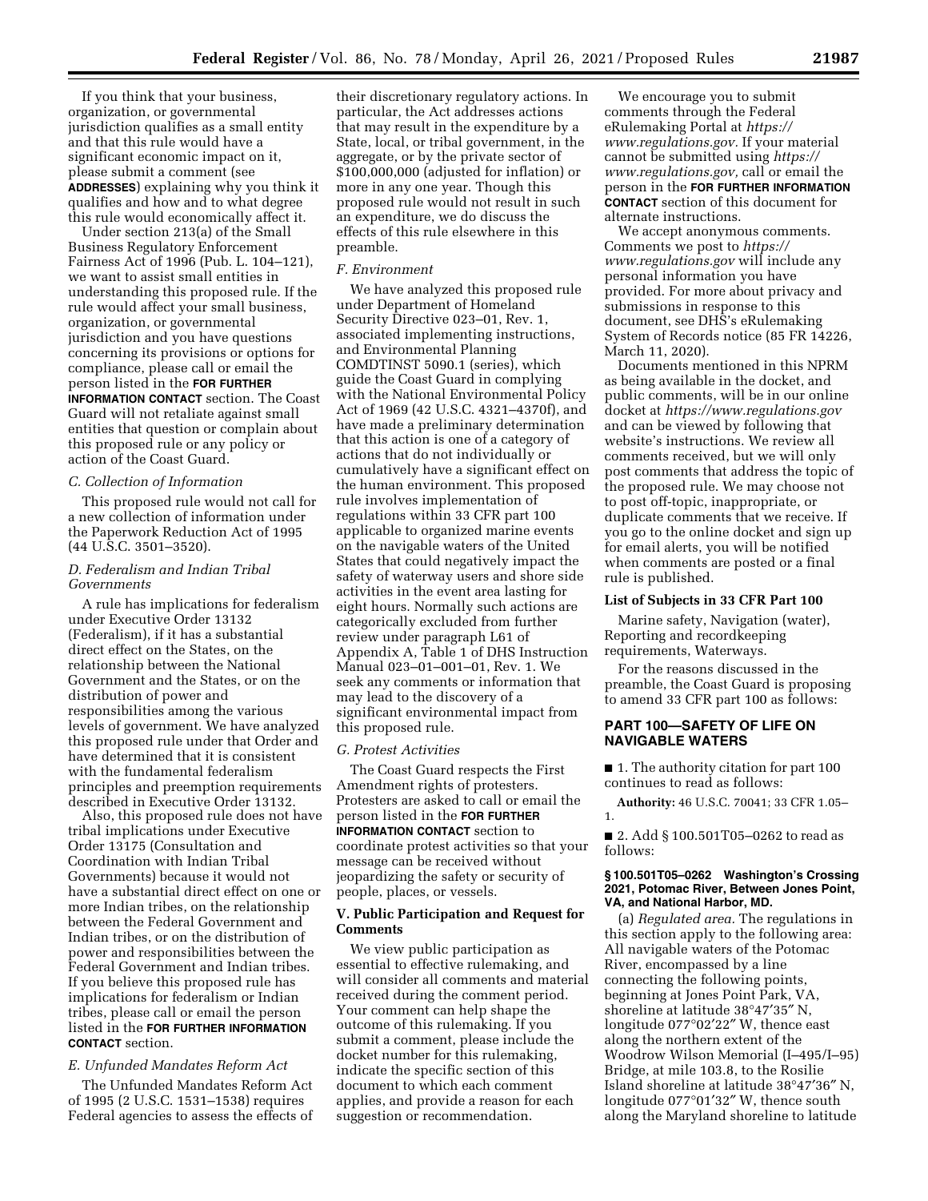If you think that your business, organization, or governmental jurisdiction qualifies as a small entity and that this rule would have a significant economic impact on it, please submit a comment (see **ADDRESSES**) explaining why you think it qualifies and how and to what degree this rule would economically affect it.

Under section 213(a) of the Small Business Regulatory Enforcement Fairness Act of 1996 (Pub. L. 104–121), we want to assist small entities in understanding this proposed rule. If the rule would affect your small business, organization, or governmental jurisdiction and you have questions concerning its provisions or options for compliance, please call or email the person listed in the **FOR FURTHER INFORMATION CONTACT** section. The Coast Guard will not retaliate against small entities that question or complain about this proposed rule or any policy or action of the Coast Guard.

### *C. Collection of Information*

This proposed rule would not call for a new collection of information under the Paperwork Reduction Act of 1995 (44 U.S.C. 3501–3520).

### *D. Federalism and Indian Tribal Governments*

A rule has implications for federalism under Executive Order 13132 (Federalism), if it has a substantial direct effect on the States, on the relationship between the National Government and the States, or on the distribution of power and responsibilities among the various levels of government. We have analyzed this proposed rule under that Order and have determined that it is consistent with the fundamental federalism principles and preemption requirements described in Executive Order 13132.

Also, this proposed rule does not have tribal implications under Executive Order 13175 (Consultation and Coordination with Indian Tribal Governments) because it would not have a substantial direct effect on one or more Indian tribes, on the relationship between the Federal Government and Indian tribes, or on the distribution of power and responsibilities between the Federal Government and Indian tribes. If you believe this proposed rule has implications for federalism or Indian tribes, please call or email the person listed in the **FOR FURTHER INFORMATION CONTACT** section.

### *E. Unfunded Mandates Reform Act*

The Unfunded Mandates Reform Act of 1995 (2 U.S.C. 1531–1538) requires Federal agencies to assess the effects of their discretionary regulatory actions. In particular, the Act addresses actions that may result in the expenditure by a State, local, or tribal government, in the aggregate, or by the private sector of $100,000,000 (adjusted for inflation) or more in any one year. Though this proposed rule would not result in such an expenditure, we do discuss the effects of this rule elsewhere in this preamble.

### *F. Environment*

We have analyzed this proposed rule under Department of Homeland Security Directive 023–01, Rev. 1, associated implementing instructions, and Environmental Planning COMDTINST 5090.1 (series), which guide the Coast Guard in complying with the National Environmental Policy Act of 1969 (42 U.S.C. 4321–4370f), and have made a preliminary determination that this action is one of a category of actions that do not individually or cumulatively have a significant effect on the human environment. This proposed rule involves implementation of regulations within 33 CFR part 100 applicable to organized marine events on the navigable waters of the United States that could negatively impact the safety of waterway users and shore side activities in the event area lasting for eight hours. Normally such actions are categorically excluded from further review under paragraph L61 of Appendix A, Table 1 of DHS Instruction Manual 023–01–001–01, Rev. 1. We seek any comments or information that may lead to the discovery of a significant environmental impact from this proposed rule.

### *G. Protest Activities*

The Coast Guard respects the First Amendment rights of protesters. Protesters are asked to call or email the person listed in the **FOR FURTHER INFORMATION CONTACT** section to coordinate protest activities so that your message can be received without jeopardizing the safety or security of people, places, or vessels.

## V. Public Participation and Request for Comments

We view public participation as essential to effective rulemaking, and will consider all comments and material received during the comment period. Your comment can help shape the outcome of this rulemaking. If you submit a comment, please include the docket number for this rulemaking, indicate the specific section of this document to which each comment applies, and provide a reason for each suggestion or recommendation.

We encourage you to submit comments through the Federal eRulemaking Portal at *https://www.regulations.gov.* If your material cannot be submitted using *https://www.regulations.gov,* call or email the person in the **FOR FURTHER INFORMATION CONTACT** section of this document for alternate instructions.

We accept anonymous comments. Comments we post to *https://www.regulations.gov* will include any personal information you have provided. For more about privacy and submissions in response to this document, see DHS's eRulemaking System of Records notice (85 FR 14226, March 11, 2020).

Documents mentioned in this NPRM as being available in the docket, and public comments, will be in our online docket at *https://www.regulations.gov* and can be viewed by following that website's instructions. We review all comments received, but we will only post comments that address the topic of the proposed rule. We may choose not to post off-topic, inappropriate, or duplicate comments that we receive. If you go to the online docket and sign up for email alerts, you will be notified when comments are posted or a final rule is published.

### List of Subjects in 33 CFR Part 100

Marine safety, Navigation (water), Reporting and recordkeeping requirements, Waterways.

For the reasons discussed in the preamble, the Coast Guard is proposing to amend 33 CFR part 100 as follows:

## PART 100—SAFETY OF LIFE ON NAVIGABLE WATERS

■ 1. The authority citation for part 100 continues to read as follows:

**Authority:** 46 U.S.C. 70041; 33 CFR 1.05–1.

■ 2. Add § 100.501T05–0262 to read as follows:

#### § 100.501T05–0262 Washington's Crossing 2021, Potomac River, Between Jones Point, VA, and National Harbor, MD.

(a) *Regulated area.* The regulations in this section apply to the following area: All navigable waters of the Potomac River, encompassed by a line connecting the following points, beginning at Jones Point Park, VA, shoreline at latitude 38°47′35″ N, longitude 077°02′22″ W, thence east along the northern extent of the Woodrow Wilson Memorial (I–495/I–95) Bridge, at mile 103.8, to the Rosilie Island shoreline at latitude 38°47′36″ N, longitude 077°01′32″ W, thence south along the Maryland shoreline to latitude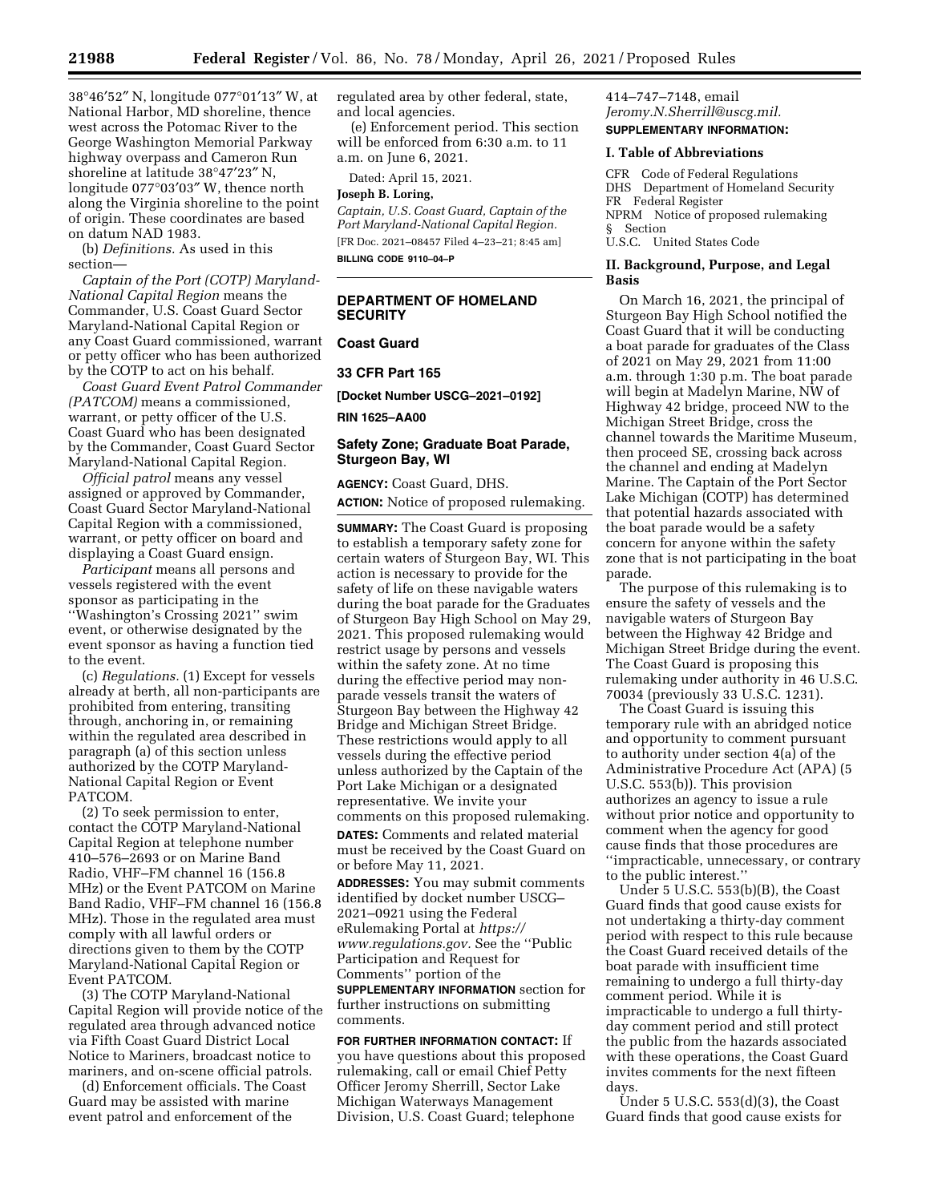38°46′52″ N, longitude 077°01′13″ W, at National Harbor, MD shoreline, thence west across the Potomac River to the George Washington Memorial Parkway highway overpass and Cameron Run shoreline at latitude 38°47′23″ N, longitude 077°03′03″ W, thence north along the Virginia shoreline to the point of origin. These coordinates are based on datum NAD 1983.

(b) *Definitions.* As used in this section—

*Captain of the Port (COTP) Maryland-National Capital Region* means the Commander, U.S. Coast Guard Sector Maryland-National Capital Region or any Coast Guard commissioned, warrant or petty officer who has been authorized by the COTP to act on his behalf.

*Coast Guard Event Patrol Commander (PATCOM)* means a commissioned, warrant, or petty officer of the U.S. Coast Guard who has been designated by the Commander, Coast Guard Sector Maryland-National Capital Region.

*Official patrol* means any vessel assigned or approved by Commander, Coast Guard Sector Maryland-National Capital Region with a commissioned, warrant, or petty officer on board and displaying a Coast Guard ensign.

*Participant* means all persons and vessels registered with the event sponsor as participating in the ''Washington's Crossing 2021'' swim event, or otherwise designated by the event sponsor as having a function tied to the event.

(c) *Regulations.* (1) Except for vessels already at berth, all non-participants are prohibited from entering, transiting through, anchoring in, or remaining within the regulated area described in paragraph (a) of this section unless authorized by the COTP Maryland-National Capital Region or Event PATCOM.

(2) To seek permission to enter, contact the COTP Maryland-National Capital Region at telephone number 410–576–2693 or on Marine Band Radio, VHF–FM channel 16 (156.8 MHz) or the Event PATCOM on Marine Band Radio, VHF–FM channel 16 (156.8 MHz). Those in the regulated area must comply with all lawful orders or directions given to them by the COTP Maryland-National Capital Region or Event PATCOM.

(3) The COTP Maryland-National Capital Region will provide notice of the regulated area through advanced notice via Fifth Coast Guard District Local Notice to Mariners, broadcast notice to mariners, and on-scene official patrols.

(d) Enforcement officials. The Coast Guard may be assisted with marine event patrol and enforcement of the regulated area by other federal, state, and local agencies.

(e) Enforcement period. This section will be enforced from 6:30 a.m. to 11 a.m. on June 6, 2021.

Dated: April 15, 2021.

**Joseph B. Loring,**

*Captain, U.S. Coast Guard, Captain of the Port Maryland-National Capital Region.*

[FR Doc. 2021–08457 Filed 4–23–21; 8:45 am]

**BILLING CODE 9110–04–P**

---

**DEPARTMENT OF HOMELAND SECURITY**

**Coast Guard**

**33 CFR Part 165**

**[Docket Number USCG–2021–0192]**

**RIN 1625–AA00**

## Safety Zone; Graduate Boat Parade, Sturgeon Bay, WI

**AGENCY:** Coast Guard, DHS.

**ACTION:** Notice of proposed rulemaking.

**SUMMARY:** The Coast Guard is proposing to establish a temporary safety zone for certain waters of Sturgeon Bay, WI. This action is necessary to provide for the safety of life on these navigable waters during the boat parade for the Graduates of Sturgeon Bay High School on May 29, 2021. This proposed rulemaking would restrict usage by persons and vessels within the safety zone. At no time during the effective period may non-parade vessels transit the waters of Sturgeon Bay between the Highway 42 Bridge and Michigan Street Bridge. These restrictions would apply to all vessels during the effective period unless authorized by the Captain of the Port Lake Michigan or a designated representative. We invite your comments on this proposed rulemaking.

**DATES:** Comments and related material must be received by the Coast Guard on or before May 11, 2021.

**ADDRESSES:** You may submit comments identified by docket number USCG–2021–0921 using the Federal eRulemaking Portal at *https://www.regulations.gov.* See the ''Public Participation and Request for Comments'' portion of the **SUPPLEMENTARY INFORMATION** section for further instructions on submitting comments.

**FOR FURTHER INFORMATION CONTACT:** If you have questions about this proposed rulemaking, call or email Chief Petty Officer Jeromy Sherrill, Sector Lake Michigan Waterways Management Division, U.S. Coast Guard; telephone 414–747–7148, email *Jeromy.N.Sherrill@uscg.mil.*

**SUPPLEMENTARY INFORMATION:**

### I. Table of Abbreviations

CFR Code of Federal Regulations
DHS Department of Homeland Security
FR Federal Register
NPRM Notice of proposed rulemaking
§ Section
U.S.C. United States Code

### II. Background, Purpose, and Legal Basis

On March 16, 2021, the principal of Sturgeon Bay High School notified the Coast Guard that it will be conducting a boat parade for graduates of the Class of 2021 on May 29, 2021 from 11:00 a.m. through 1:30 p.m. The boat parade will begin at Madelyn Marine, NW of Highway 42 bridge, proceed NW to the Michigan Street Bridge, cross the channel towards the Maritime Museum, then proceed SE, crossing back across the channel and ending at Madelyn Marine. The Captain of the Port Sector Lake Michigan (COTP) has determined that potential hazards associated with the boat parade would be a safety concern for anyone within the safety zone that is not participating in the boat parade.

The purpose of this rulemaking is to ensure the safety of vessels and the navigable waters of Sturgeon Bay between the Highway 42 Bridge and Michigan Street Bridge during the event. The Coast Guard is proposing this rulemaking under authority in 46 U.S.C. 70034 (previously 33 U.S.C. 1231).

The Coast Guard is issuing this temporary rule with an abridged notice and opportunity to comment pursuant to authority under section 4(a) of the Administrative Procedure Act (APA) (5 U.S.C. 553(b)). This provision authorizes an agency to issue a rule without prior notice and opportunity to comment when the agency for good cause finds that those procedures are ''impracticable, unnecessary, or contrary to the public interest.''

Under 5 U.S.C. 553(b)(B), the Coast Guard finds that good cause exists for not undertaking a thirty-day comment period with respect to this rule because the Coast Guard received details of the boat parade with insufficient time remaining to undergo a full thirty-day comment period. While it is impracticable to undergo a full thirty-day comment period and still protect the public from the hazards associated with these operations, the Coast Guard invites comments for the next fifteen days.

Under 5 U.S.C. 553(d)(3), the Coast Guard finds that good cause exists for